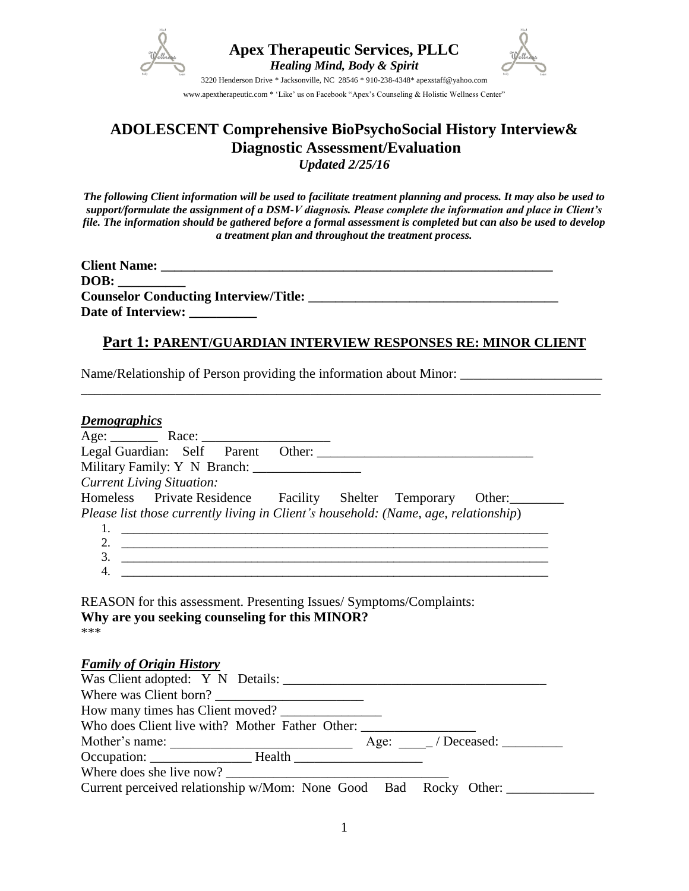# Apex Therapeutic Services, PLLC

*Healing Mind, Body & Spirit*

3220 Henderson Drive * Jacksonville, NC 28546 * 910-238-4348* apexstaff@yahoo.com

www.apextherapeutic.com * 'Like' us on Facebook "Apex's Counseling & Holistic Wellness Center"

## ADOLESCENT Comprehensive BioPsychoSocial History Interview& Diagnostic Assessment/Evaluation

*Updated 2/25/16*

***The following Client information will be used to facilitate treatment planning and process. It may also be used to support/formulate the assignment of a DSM-V diagnosis. Please complete the information and place in Client's file. The information should be gathered before a formal assessment is completed but can also be used to develop a treatment plan and throughout the treatment process.***

**Client Name: ___________________________________________________________**
**DOB: __________**
**Counselor Conducting Interview/Title: _____________________________________**
**Date of Interview: __________**

## Part 1: PARENT/GUARDIAN INTERVIEW RESPONSES RE: MINOR CLIENT

Name/Relationship of Person providing the information about Minor: _____________________
_______________________________________________________________________________

***Demographics***

Age: _______ Race: ___________________
Legal Guardian: Self Parent Other: ________________________________
Military Family: Y N Branch: ________________
*Current Living Situation:*
Homeless Private Residence Facility Shelter Temporary Other:________
*Please list those currently living in Client's household: (Name, age, relationship)*

1. ____________________________________________________________________
2. ____________________________________________________________________
3. ____________________________________________________________________
4. ____________________________________________________________________

REASON for this assessment. Presenting Issues/ Symptoms/Complaints:
**Why are you seeking counseling for this MINOR?**
***

***Family of Origin History***

Was Client adopted: Y N Details: _______________________________________
Where was Client born? ______________________
How many times has Client moved? _______________
Who does Client live with? Mother Father Other: _________________
Mother's name: ___________________________ Age: _____ / Deceased: _________
Occupation: _______________ Health ___________________
Where does she live now? ________________________________
Current perceived relationship w/Mom: None Good Bad Rocky Other: _____________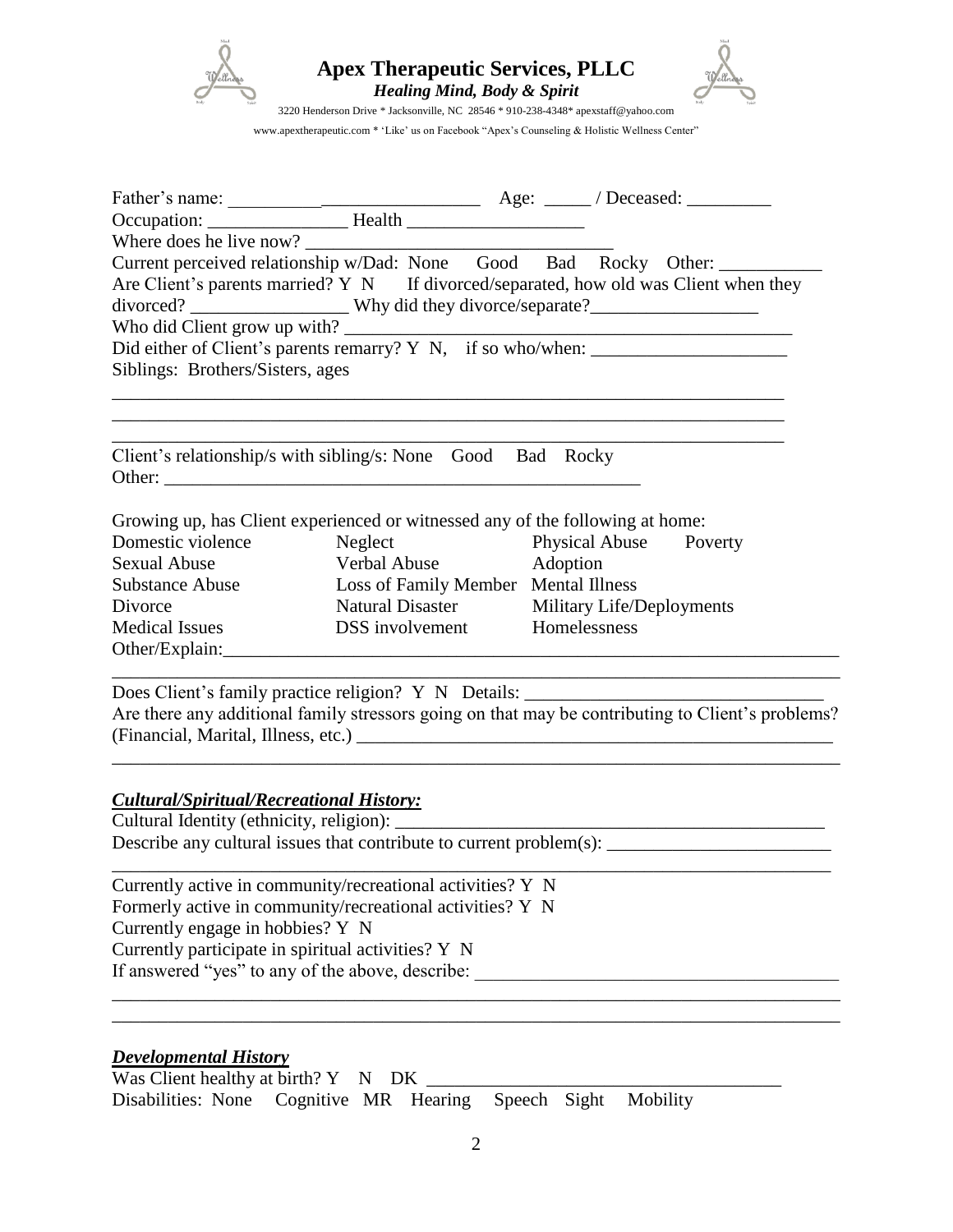**Apex Therapeutic Services, PLLC**

***Healing Mind, Body & Spirit***

3220 Henderson Drive * Jacksonville, NC 28546 * 910-238-4348* apexstaff@yahoo.com

www.apextherapeutic.com * 'Like' us on Facebook "Apex's Counseling & Holistic Wellness Center"

Father's name: ___________________________ Age: _____ / Deceased: _________

Occupation: _______________ Health ___________________

Where does he live now? _________________________________

Current perceived relationship w/Dad: None Good Bad Rocky Other: ___________

Are Client's parents married? Y N If divorced/separated, how old was Client when they divorced? _________________ Why did they divorce/separate?__________________

Who did Client grow up with? ______________________________________________

Did either of Client's parents remarry? Y N, if so who/when: _____________________

Siblings: Brothers/Sisters, ages

___________________________________________________________________________

___________________________________________________________________________

___________________________________________________________________________

Client's relationship/s with sibling/s: None Good Bad Rocky

Other: ______________________________________________________

Growing up, has Client experienced or witnessed any of the following at home:

| | | | |
|---|---|---|---|
| Domestic violence | Neglect | Physical Abuse | Poverty |
| Sexual Abuse | Verbal Abuse | Adoption | |
| Substance Abuse | Loss of Family Member | Mental Illness | |
| Divorce | Natural Disaster | Military Life/Deployments | |
| Medical Issues | DSS involvement | Homelessness | |

Other/Explain:____________________________________________________________________

___________________________________________________________________________

Does Client's family practice religion? Y N Details: _______________________________

Are there any additional family stressors going on that may be contributing to Client's problems? (Financial, Marital, Illness, etc.) ___________________________________________________

___________________________________________________________________________

## *Cultural/Spiritual/Recreational History:*

Cultural Identity (ethnicity, religion): _______________________________________________

Describe any cultural issues that contribute to current problem(s): ________________________

___________________________________________________________________________

Currently active in community/recreational activities? Y N

Formerly active in community/recreational activities? Y N

Currently engage in hobbies? Y N

Currently participate in spiritual activities? Y N

If answered "yes" to any of the above, describe: _______________________________________

___________________________________________________________________________

___________________________________________________________________________

## *Developmental History*

Was Client healthy at birth? Y N DK ______________________________________

Disabilities: None Cognitive MR Hearing Speech Sight Mobility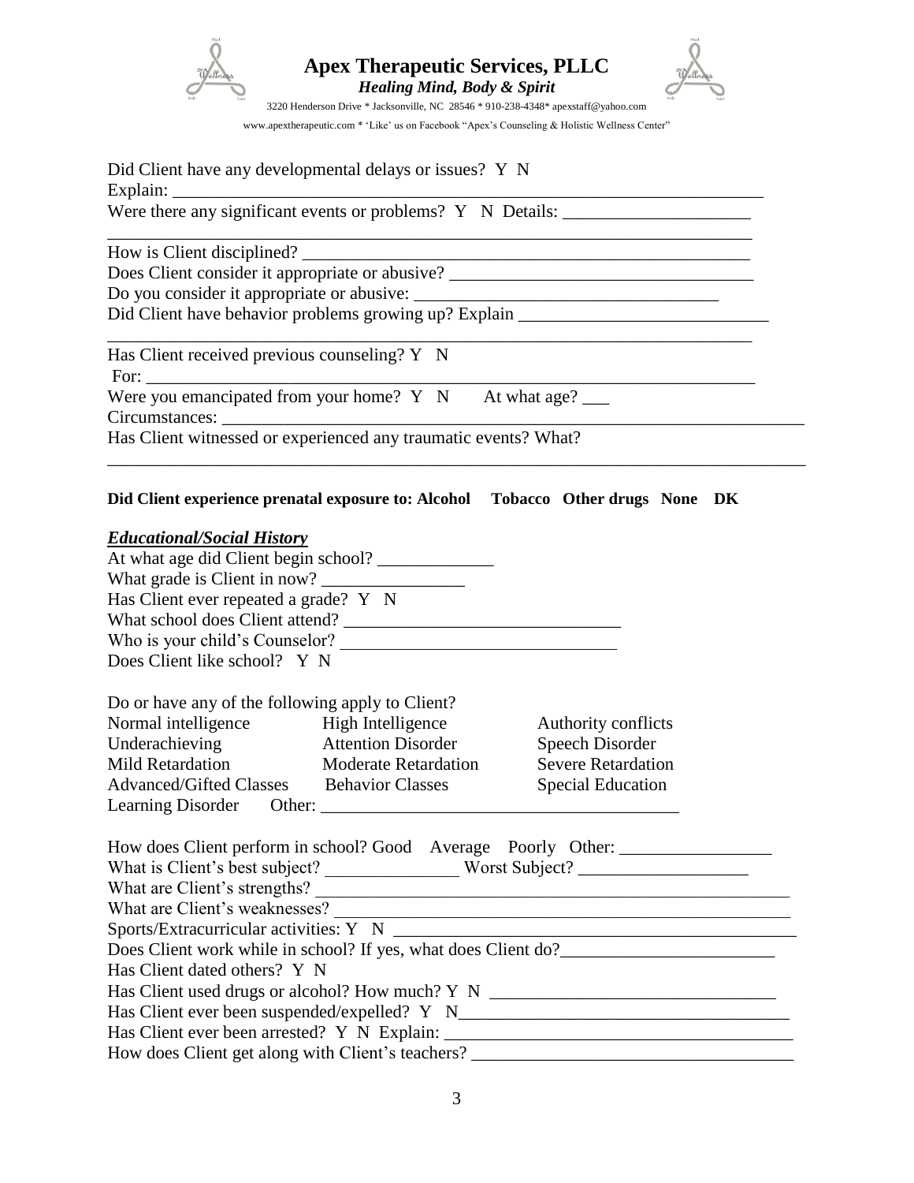Did Client have any developmental delays or issues? Y N

Explain: ___________________________________________________________________

Were there any significant events or problems? Y N Details: _____________________

___________________________________________________________________________

How is Client disciplined? ____________________________________________________

Does Client consider it appropriate or abusive? __________________________________

Do you consider it appropriate or abusive: ___________________________________

Did Client have behavior problems growing up? Explain ____________________________

___________________________________________________________________________

Has Client received previous counseling? Y N

For: ______________________________________________________________________

Were you emancipated from your home? Y N At what age? ___

Circumstances: ______________________________________________________________

Has Client witnessed or experienced any traumatic events? What?

___________________________________________________________________________

**Did Client experience prenatal exposure to: Alcohol Tobacco Other drugs None DK**

### ***Educational/Social History***

At what age did Client begin school? _____________

What grade is Client in now? ________________

Has Client ever repeated a grade? Y N

What school does Client attend? _______________________________

Who is your child's Counselor? _______________________________

Does Client like school? Y N

Do or have any of the following apply to Client?

| | | |
|---|---|---|
| Normal intelligence | High Intelligence | Authority conflicts |
| Underachieving | Attention Disorder | Speech Disorder |
| Mild Retardation | Moderate Retardation | Severe Retardation |
| Advanced/Gifted Classes | Behavior Classes | Special Education |
| Learning Disorder | Other: ________________________________________ | |

How does Client perform in school? Good Average Poorly Other: _________________

What is Client's best subject? _______________ Worst Subject? ___________________

What are Client's strengths? ________________________________________________________

What are Client's weaknesses? ______________________________________________________

Sports/Extracurricular activities: Y N _____________________________________________

Does Client work while in school? If yes, what does Client do?________________________

Has Client dated others? Y N

Has Client used drugs or alcohol? How much? Y N _________________________________

Has Client ever been suspended/expelled? Y N____________________________________

Has Client ever been arrested? Y N Explain: ______________________________________

How does Client get along with Client's teachers? ____________________________________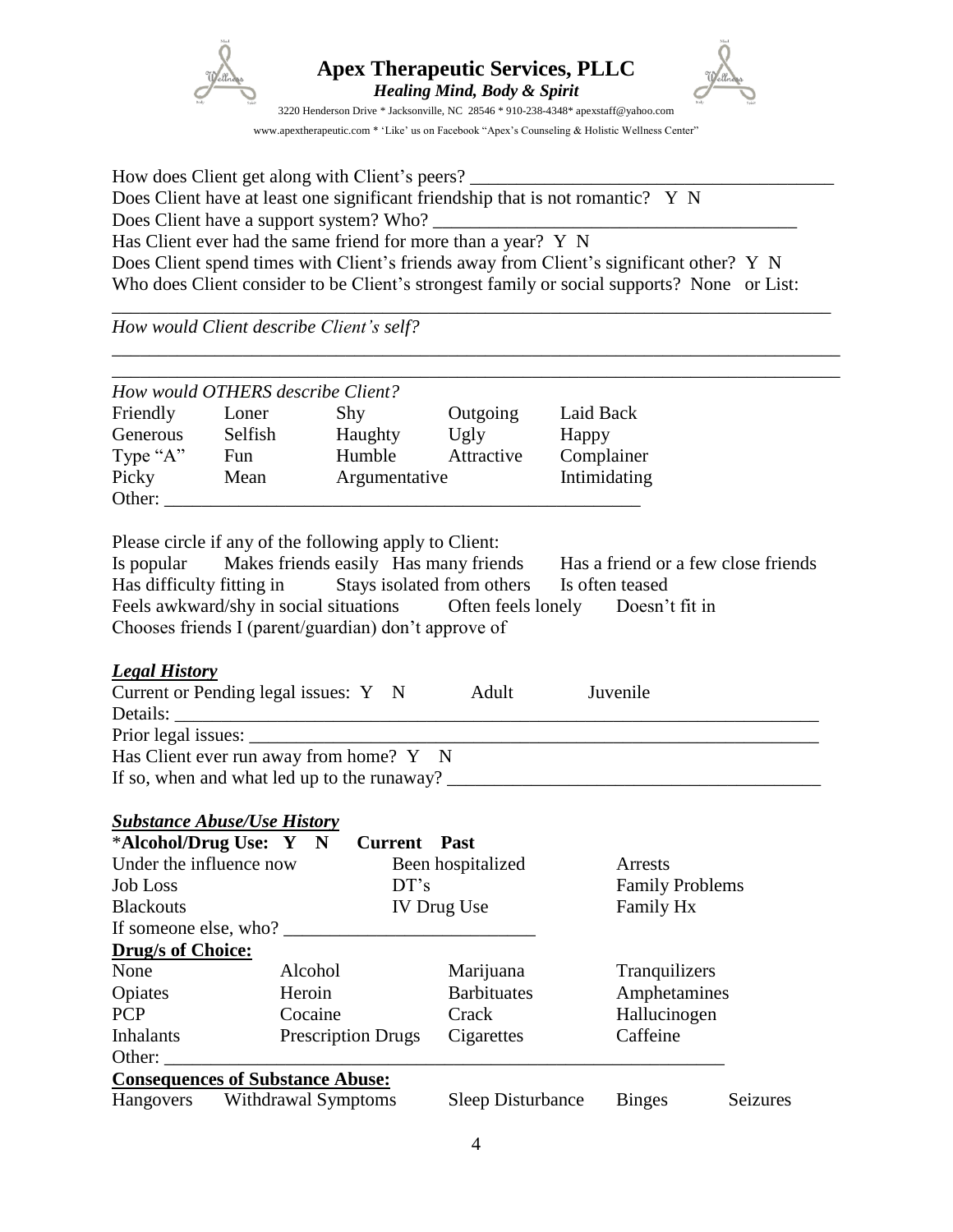How does Client get along with Client's peers? ________________________________________
Does Client have at least one significant friendship that is not romantic? Y N
Does Client have a support system? Who? ________________________________________
Has Client ever had the same friend for more than a year? Y N
Does Client spend times with Client's friends away from Client's significant other? Y N
Who does Client consider to be Client's strongest family or social supports? None or List:
________________________________________________________________________________

*How would Client describe Client's self?*
________________________________________________________________________________
________________________________________________________________________________

*How would OTHERS describe Client?*

| | | | | |
|---|---|---|---|---|
| Friendly | Loner | Shy | Outgoing | Laid Back |
| Generous | Selfish | Haughty | Ugly | Happy |
| Type "A" | Fun | Humble | Attractive | Complainer |
| Picky | Mean | Argumentative | | Intimidating |

Other: ________________________________________________________

Please circle if any of the following apply to Client:
Is popular   Makes friends easily   Has many friends   Has a friend or a few close friends
Has difficulty fitting in   Stays isolated from others   Is often teased
Feels awkward/shy in social situations   Often feels lonely   Doesn't fit in
Chooses friends I (parent/guardian) don't approve of

## *Legal History*

Current or Pending legal issues: Y N   Adult   Juvenile
Details: ________________________________________________________________________
Prior legal issues: ______________________________________________________________
Has Client ever run away from home? Y N
If so, when and what led up to the runaway? ________________________________________

## *Substance Abuse/Use History*

***Alcohol/Drug Use: Y N   Current   Past**

| | | |
|---|---|---|
| Under the influence now | Been hospitalized | Arrests |
| Job Loss | DT's | Family Problems |
| Blackouts | IV Drug Use | Family Hx |

If someone else, who? ___________________________

**Drug/s of Choice:**

| | | | |
|---|---|---|---|
| None | Alcohol | Marijuana | Tranquilizers |
| Opiates | Heroin | Barbituates | Amphetamines |
| PCP | Cocaine | Crack | Hallucinogen |
| Inhalants | Prescription Drugs | Cigarettes | Caffeine |

Other: ________________________________________________________________

**Consequences of Substance Abuse:**

Hangovers   Withdrawal Symptoms   Sleep Disturbance   Binges   Seizures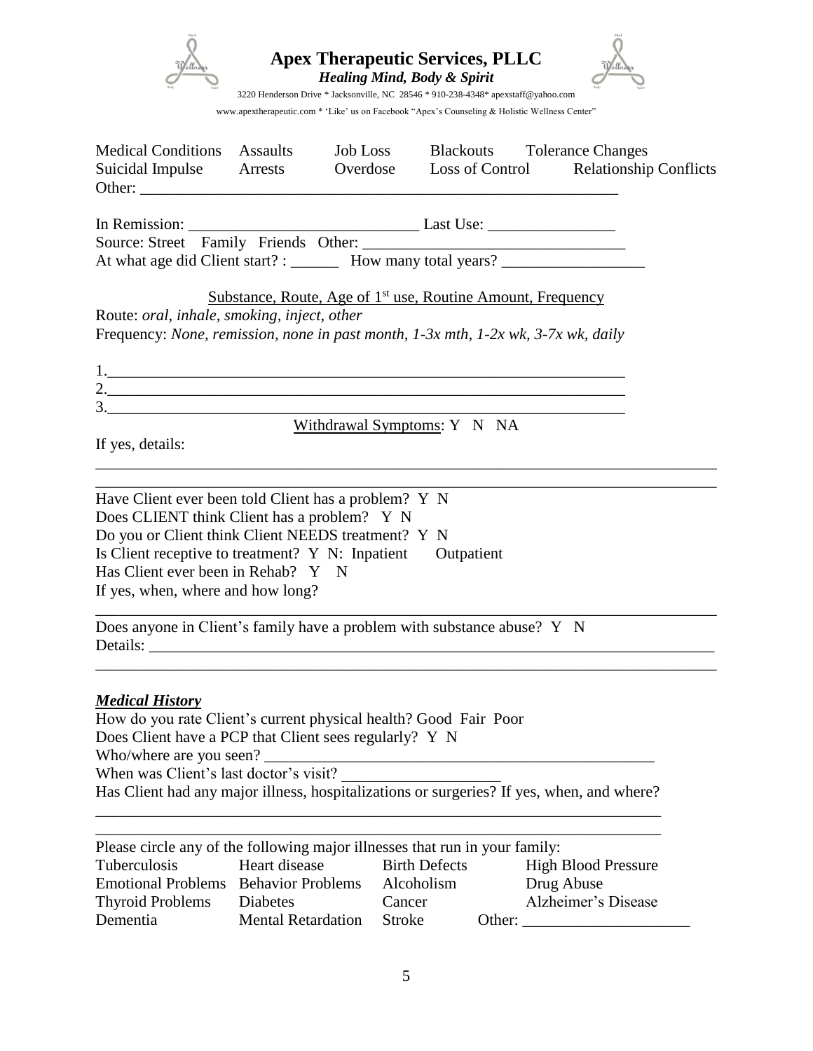# Apex Therapeutic Services, PLLC

*Healing Mind, Body & Spirit*

3220 Henderson Drive * Jacksonville, NC 28546 * 910-238-4348* apexstaff@yahoo.com

www.apextherapeutic.com * 'Like' us on Facebook "Apex's Counseling & Holistic Wellness Center"

| | | | | |
|---|---|---|---|---|
| Medical Conditions | Assaults | Job Loss | Blackouts | Tolerance Changes |
| Suicidal Impulse | Arrests | Overdose | Loss of Control | Relationship Conflicts |

Other: ___________________________________________________________

In Remission: ____________________________ Last Use: ________________

Source: Street Family Friends Other: ________________________________

At what age did Client start? : ______ How many total years? __________________

Substance, Route, Age of 1st use, Routine Amount, Frequency

Route: *oral, inhale, smoking, inject, other*

Frequency: *None, remission, none in past month, 1-3x mth, 1-2x wk, 3-7x wk, daily*

1.________________________________________________________________

2.________________________________________________________________

3.________________________________________________________________

Withdrawal Symptoms: Y N NA

If yes, details:

___________________________________________________________________________

___________________________________________________________________________

Have Client ever been told Client has a problem? Y N

Does CLIENT think Client has a problem? Y N

Do you or Client think Client NEEDS treatment? Y N

Is Client receptive to treatment? Y N: Inpatient Outpatient

Has Client ever been in Rehab? Y N

If yes, when, where and how long?

___________________________________________________________________________

Does anyone in Client's family have a problem with substance abuse? Y N

Details: ___________________________________________________________________

___________________________________________________________________________

### *Medical History*

How do you rate Client's current physical health? Good Fair Poor

Does Client have a PCP that Client sees regularly? Y N

Who/where are you seen? ________________________________________________

When was Client's last doctor's visit? ___________________

Has Client had any major illness, hospitalizations or surgeries? If yes, when, and where?

___________________________________________________________________________

___________________________________________________________________________

Please circle any of the following major illnesses that run in your family:

| | | | |
|---|---|---|---|
| Tuberculosis | Heart disease | Birth Defects | High Blood Pressure |
| Emotional Problems | Behavior Problems | Alcoholism | Drug Abuse |
| Thyroid Problems | Diabetes | Cancer | Alzheimer's Disease |
| Dementia | Mental Retardation | Stroke | Other: ____________________ |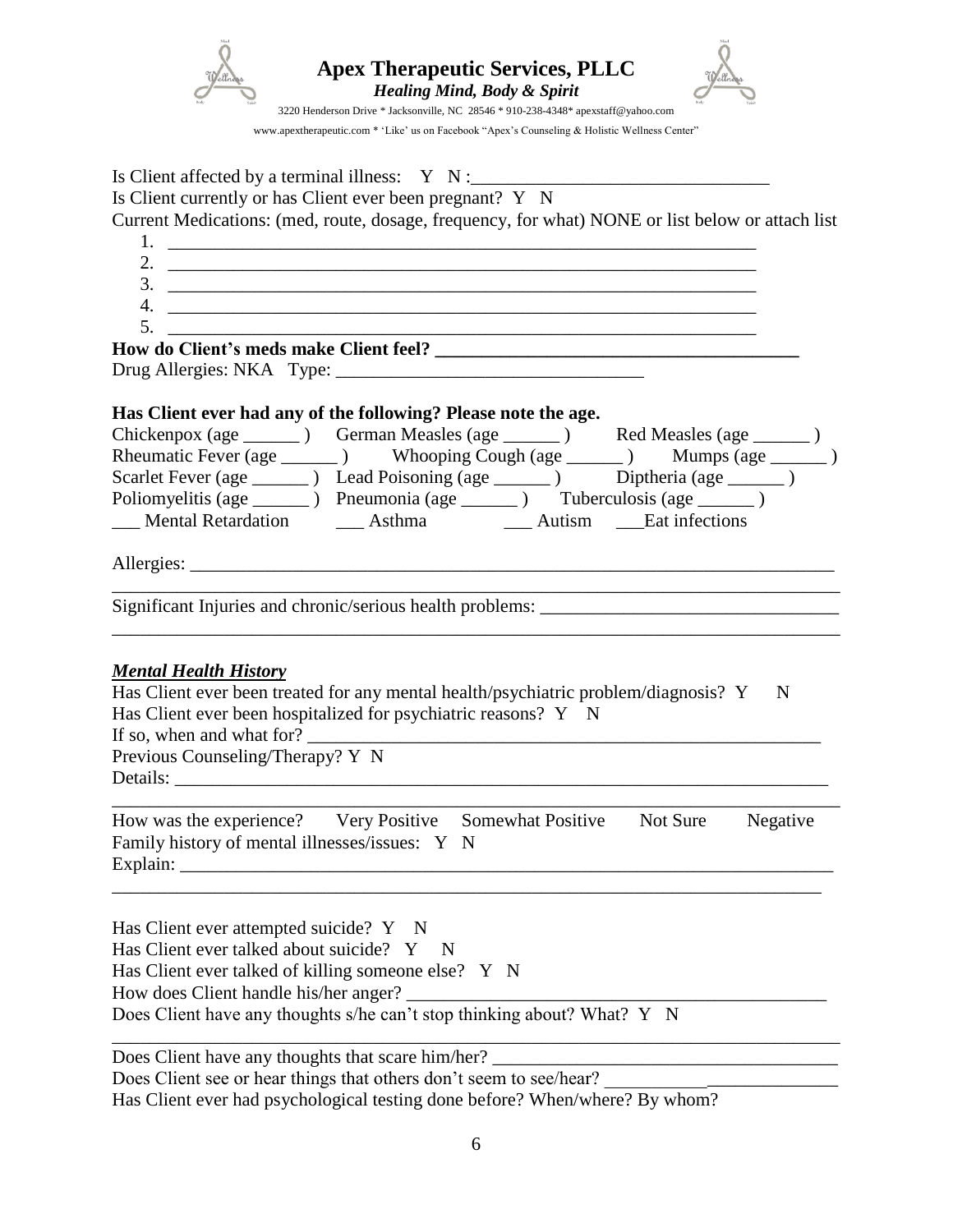# Apex Therapeutic Services, PLLC

*Healing Mind, Body & Spirit*

3220 Henderson Drive * Jacksonville, NC 28546 * 910-238-4348* apexstaff@yahoo.com

www.apextherapeutic.com * 'Like' us on Facebook "Apex's Counseling & Holistic Wellness Center"

Is Client affected by a terminal illness: Y N :________________________________

Is Client currently or has Client ever been pregnant? Y N

Current Medications: (med, route, dosage, frequency, for what) NONE or list below or attach list

1. ______________________________________________________________
2. ______________________________________________________________
3. ______________________________________________________________
4. ______________________________________________________________
5. ______________________________________________________________

**How do Client's meds make Client feel? ______________________________________**

Drug Allergies: NKA Type: ________________________________

### Has Client ever had any of the following? Please note the age.

Chickenpox (age ______ ) German Measles (age ______ ) Red Measles (age ______ )

Rheumatic Fever (age ______ ) Whooping Cough (age ______ ) Mumps (age ______ )

Scarlet Fever (age ______ ) Lead Poisoning (age ______ ) Diptheria (age ______ )

Poliomyelitis (age ______ ) Pneumonia (age ______ ) Tuberculosis (age ______ )

___ Mental Retardation ___ Asthma ___ Autism ___Eat infections

Allergies: ______________________________________________________________________

________________________________________________________________________________

Significant Injuries and chronic/serious health problems: ______________________________

________________________________________________________________________________

### *Mental Health History*

Has Client ever been treated for any mental health/psychiatric problem/diagnosis? Y N

Has Client ever been hospitalized for psychiatric reasons? Y N

If so, when and what for? _______________________________________________________

Previous Counseling/Therapy? Y N

Details: ________________________________________________________________________

________________________________________________________________________________

How was the experience? Very Positive Somewhat Positive Not Sure Negative

Family history of mental illnesses/issues: Y N

Explain: ________________________________________________________________________

________________________________________________________________________________

Has Client ever attempted suicide? Y N

Has Client ever talked about suicide? Y N

Has Client ever talked of killing someone else? Y N

How does Client handle his/her anger? ___________________________________________

Does Client have any thoughts s/he can't stop thinking about? What? Y N

________________________________________________________________________________

Does Client have any thoughts that scare him/her? ___________________________________

Does Client see or hear things that others don't seem to see/hear? ________________________

Has Client ever had psychological testing done before? When/where? By whom?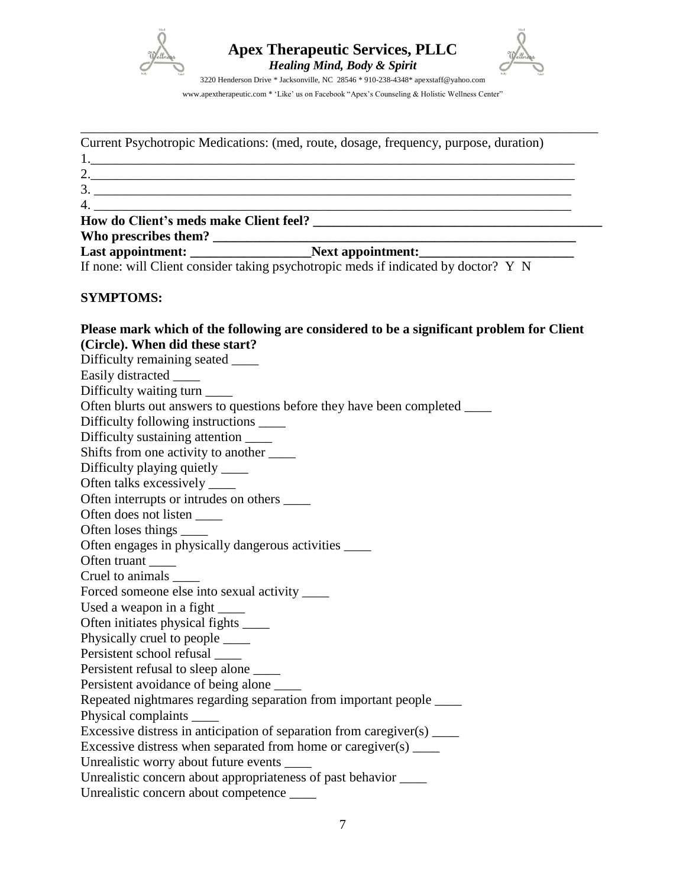# Apex Therapeutic Services, PLLC

*Healing Mind, Body & Spirit*

3220 Henderson Drive * Jacksonville, NC 28546 * 910-238-4348* apexstaff@yahoo.com

www.apextherapeutic.com * 'Like' us on Facebook "Apex's Counseling & Holistic Wellness Center"

---

Current Psychotropic Medications: (med, route, dosage, frequency, purpose, duration)

1.____________________________________________________________________________

2.____________________________________________________________________________

3. ___________________________________________________________________________

4. ___________________________________________________________________________

**How do Client's meds make Client feel? ____________________________________________**

**Who prescribes them? __________________________________________________________**

**Last appointment: __________________Next appointment:________________________**

If none: will Client consider taking psychotropic meds if indicated by doctor? Y N

**SYMPTOMS:**

**Please mark which of the following are considered to be a significant problem for Client (Circle). When did these start?**

Difficulty remaining seated ____

Easily distracted ____

Difficulty waiting turn ____

Often blurts out answers to questions before they have been completed ____

Difficulty following instructions ____

Difficulty sustaining attention ____

Shifts from one activity to another ____

Difficulty playing quietly ____

Often talks excessively ____

Often interrupts or intrudes on others ____

Often does not listen ____

Often loses things ____

Often engages in physically dangerous activities ____

Often truant ____

Cruel to animals ____

Forced someone else into sexual activity ____

Used a weapon in a fight ____

Often initiates physical fights ____

Physically cruel to people ____

Persistent school refusal ____

Persistent refusal to sleep alone ____

Persistent avoidance of being alone ____

Repeated nightmares regarding separation from important people ____

Physical complaints ____

Excessive distress in anticipation of separation from caregiver(s) ____

Excessive distress when separated from home or caregiver(s) ____

Unrealistic worry about future events ____

Unrealistic concern about appropriateness of past behavior ____

Unrealistic concern about competence ____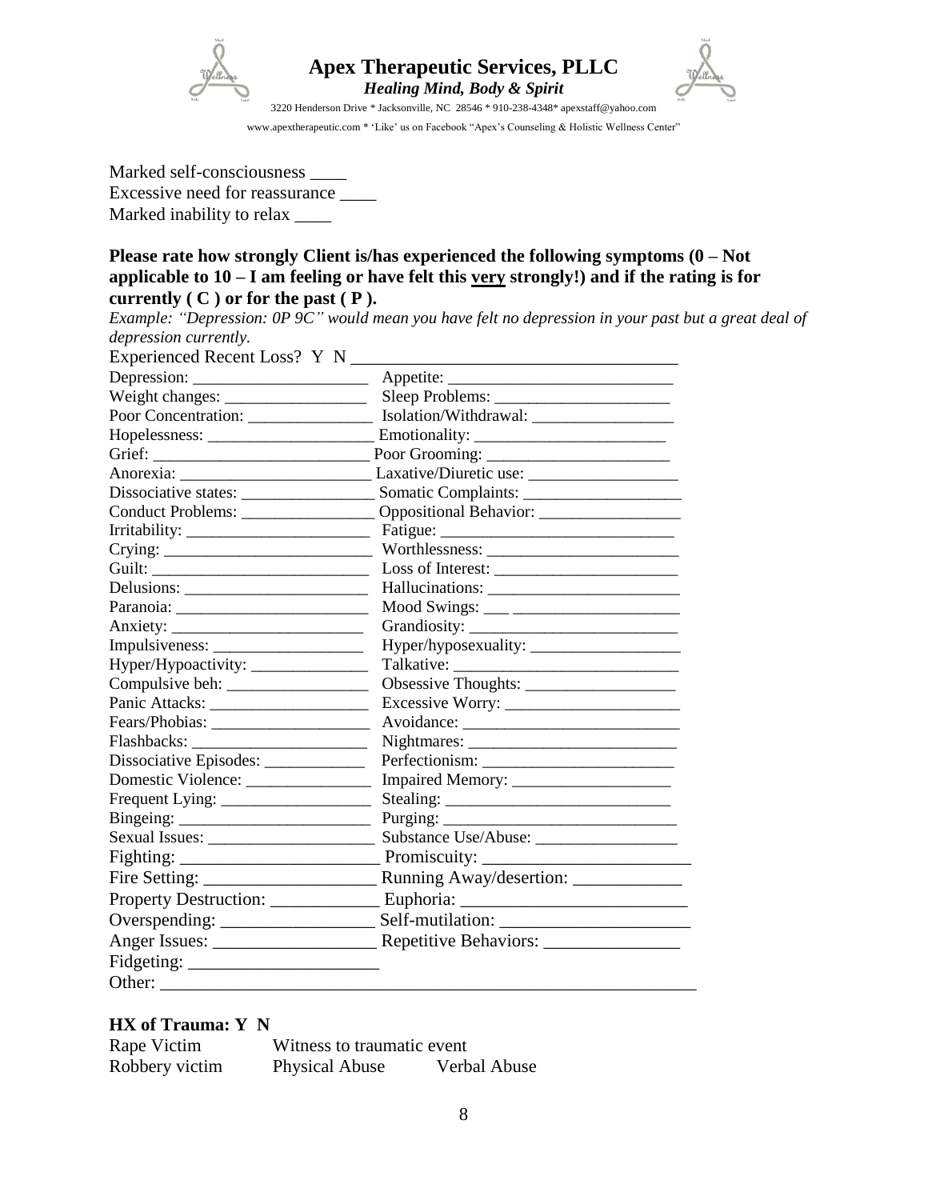Marked self-consciousness ____
Excessive need for reassurance ____
Marked inability to relax ____

**Please rate how strongly Client is/has experienced the following symptoms (0 – Not applicable to 10 – I am feeling or have felt this <u>very</u> strongly!) and if the rating is for currently ( C ) or for the past ( P ).**

*Example: "Depression: 0P 9C" would mean you have felt no depression in your past but a great deal of depression currently.*

Experienced Recent Loss? Y N ___________________________________

| | |
|---|---|
| Depression: ______________________ | Appetite: ___________________________ |
| Weight changes: _________________ | Sleep Problems: _____________________ |
| Poor Concentration: _______________ | Isolation/Withdrawal: _________________ |
| Hopelessness: ____________________ | Emotionality: _______________________ |
| Grief: __________________________ | Poor Grooming: _____________________ |
| Anorexia: _______________________ | Laxative/Diuretic use: _________________ |
| Dissociative states: ________________ | Somatic Complaints: __________________ |
| Conduct Problems: ________________ | Oppositional Behavior: _________________ |
| Irritability: ______________________ | Fatigue: ____________________________ |
| Crying: _________________________ | Worthlessness: _______________________ |
| Guilt: __________________________ | Loss of Interest: ______________________ |
| Delusions: _______________________ | Hallucinations: _______________________ |
| Paranoia: _______________________ | Mood Swings: ___ ____________________ |
| Anxiety: ________________________ | Grandiosity: _________________________ |
| Impulsiveness: ___________________ | Hyper/hyposexuality: __________________ |
| Hyper/Hypoactivity: ______________ | Talkative: ___________________________ |
| Compulsive beh: _________________ | Obsessive Thoughts: __________________ |
| Panic Attacks: ___________________ | Excessive Worry: _____________________ |
| Fears/Phobias: ___________________ | Avoidance: __________________________ |
| Flashbacks: _____________________ | Nightmares: _________________________ |
| Dissociative Episodes: ____________ | Perfectionism: _______________________ |
| Domestic Violence: _______________ | Impaired Memory: ___________________ |
| Frequent Lying: __________________ | Stealing: ___________________________ |
| Bingeing: _______________________ | Purging: ____________________________ |
| Sexual Issues: ____________________ | Substance Use/Abuse: _________________ |
| Fighting: _______________________ | Promiscuity: ________________________ |
| Fire Setting: ____________________ | Running Away/desertion: ____________ |
| Property Destruction: ____________ | Euphoria: _________________________ |
| Overspending: ________________ | Self-mutilation: _____________________ |
| Anger Issues: _________________ | Repetitive Behaviors: _______________ |
| Fidgeting: _____________________ | |

Other: ____________________________________________________________

**HX of Trauma: Y N**

| | | |
|---|---|---|
| Rape Victim | Witness to traumatic event | |
| Robbery victim | Physical Abuse | Verbal Abuse |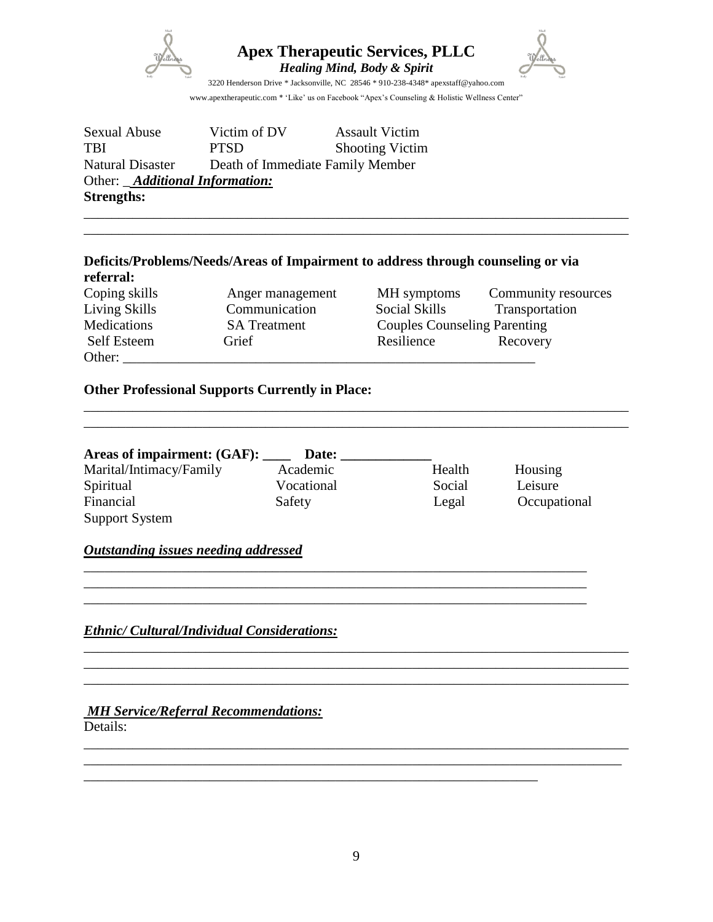# Apex Therapeutic Services, PLLC

***Healing Mind, Body & Spirit***

3220 Henderson Drive * Jacksonville, NC 28546 * 910-238-4348* apexstaff@yahoo.com

www.apextherapeutic.com * 'Like' us on Facebook "Apex's Counseling & Holistic Wellness Center"

| | | |
|---|---|---|
| Sexual Abuse | Victim of DV | Assault Victim |
| TBI | PTSD | Shooting Victim |
| Natural Disaster | Death of Immediate Family Member | |

Other: _***Additional Information:***

**Strengths:**

________________________________________________________________________________
________________________________________________________________________________

**Deficits/Problems/Needs/Areas of Impairment to address through counseling or via referral:**

| | | | |
|---|---|---|---|
| Coping skills | Anger management | MH symptoms | Community resources |
| Living Skills | Communication | Social Skills | Transportation |
| Medications | SA Treatment | Couples Counseling | Parenting |
| Self Esteem | Grief | Resilience | Recovery |

Other: ____________________________________________________________

**Other Professional Supports Currently in Place:**

________________________________________________________________________________
________________________________________________________________________________

**Areas of impairment: (GAF): ____ Date: _____________**

| | | | |
|---|---|---|---|
| Marital/Intimacy/Family | Academic | Health | Housing |
| Spiritual | Vocational | Social | Leisure |
| Financial | Safety | Legal | Occupational |
| Support System | | | |

***Outstanding issues needing addressed***

___________________________________________________________________________
___________________________________________________________________________
___________________________________________________________________________

***Ethnic/ Cultural/Individual Considerations:***

________________________________________________________________________________
________________________________________________________________________________
________________________________________________________________________________

***MH Service/Referral Recommendations:***

Details:

________________________________________________________________________________
________________________________________________________________________________
____________________________________________________________________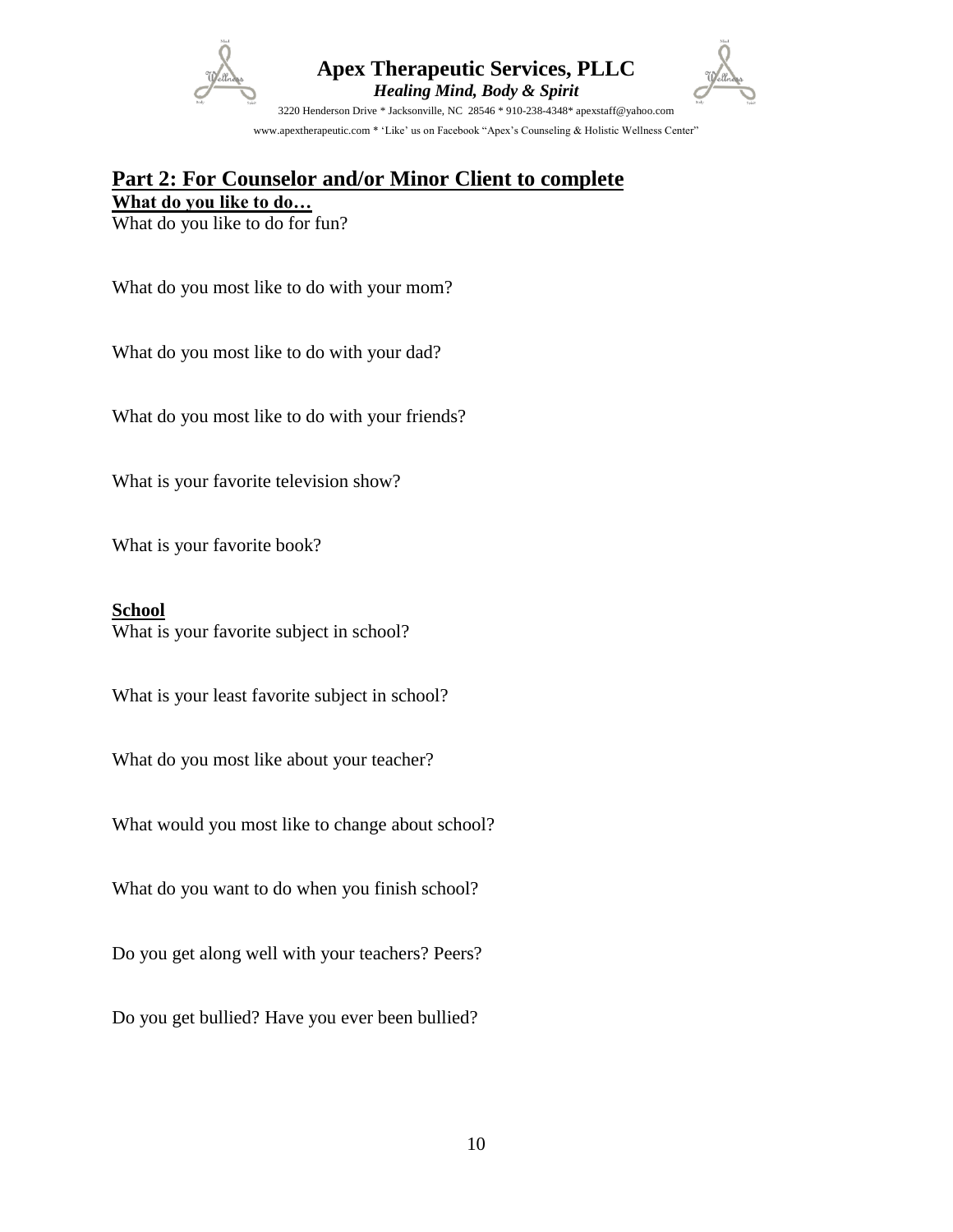## Part 2: For Counselor and/or Minor Client to complete

**What do you like to do…**

What do you like to do for fun?

What do you most like to do with your mom?

What do you most like to do with your dad?

What do you most like to do with your friends?

What is your favorite television show?

What is your favorite book?

**School**

What is your favorite subject in school?

What is your least favorite subject in school?

What do you most like about your teacher?

What would you most like to change about school?

What do you want to do when you finish school?

Do you get along well with your teachers? Peers?

Do you get bullied? Have you ever been bullied?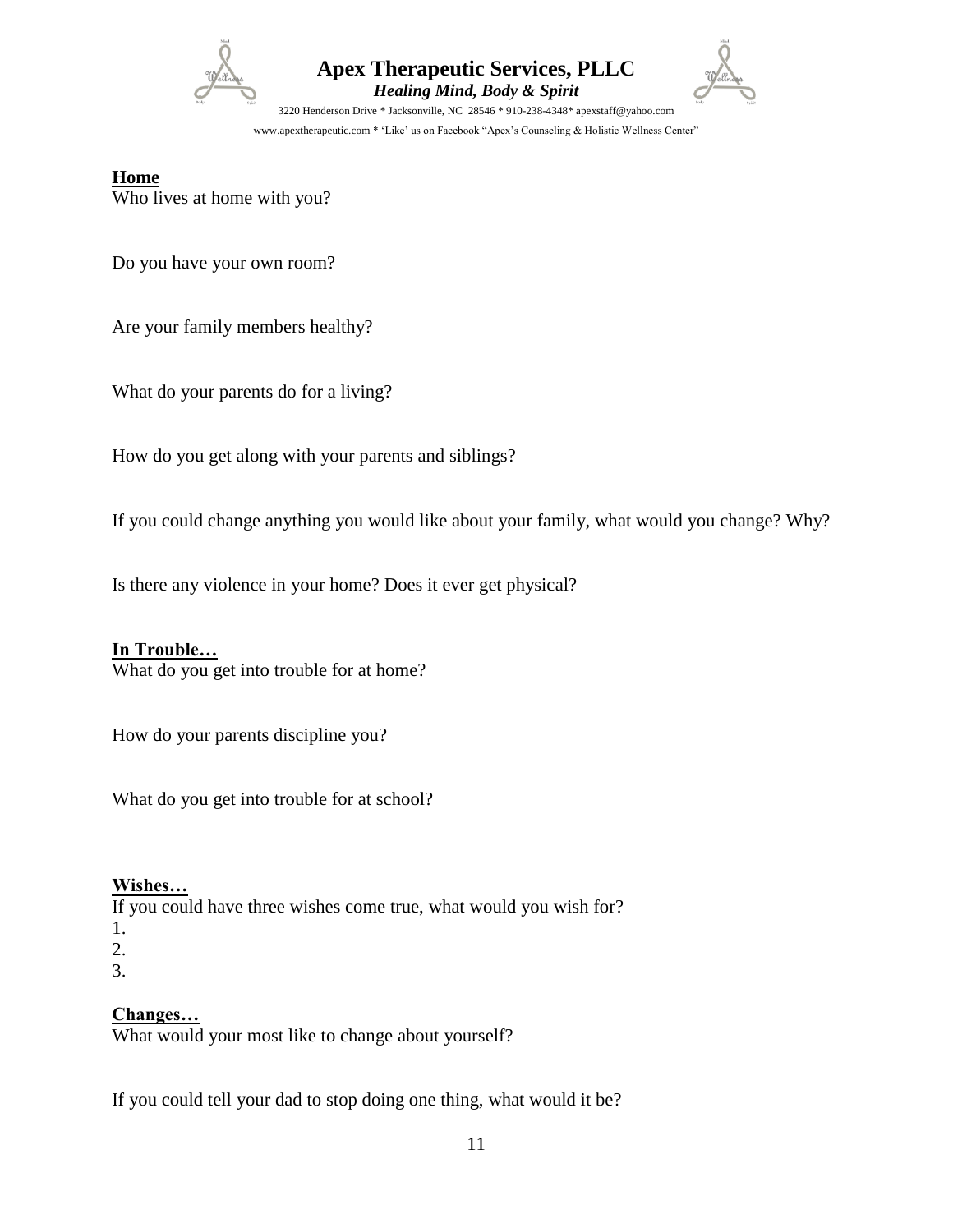**Home**

Who lives at home with you?

Do you have your own room?

Are your family members healthy?

What do your parents do for a living?

How do you get along with your parents and siblings?

If you could change anything you would like about your family, what would you change? Why?

Is there any violence in your home? Does it ever get physical?

**In Trouble…**

What do you get into trouble for at home?

How do your parents discipline you?

What do you get into trouble for at school?

**Wishes…**

If you could have three wishes come true, what would you wish for?

1.
2.
3.

**Changes…**

What would your most like to change about yourself?

If you could tell your dad to stop doing one thing, what would it be?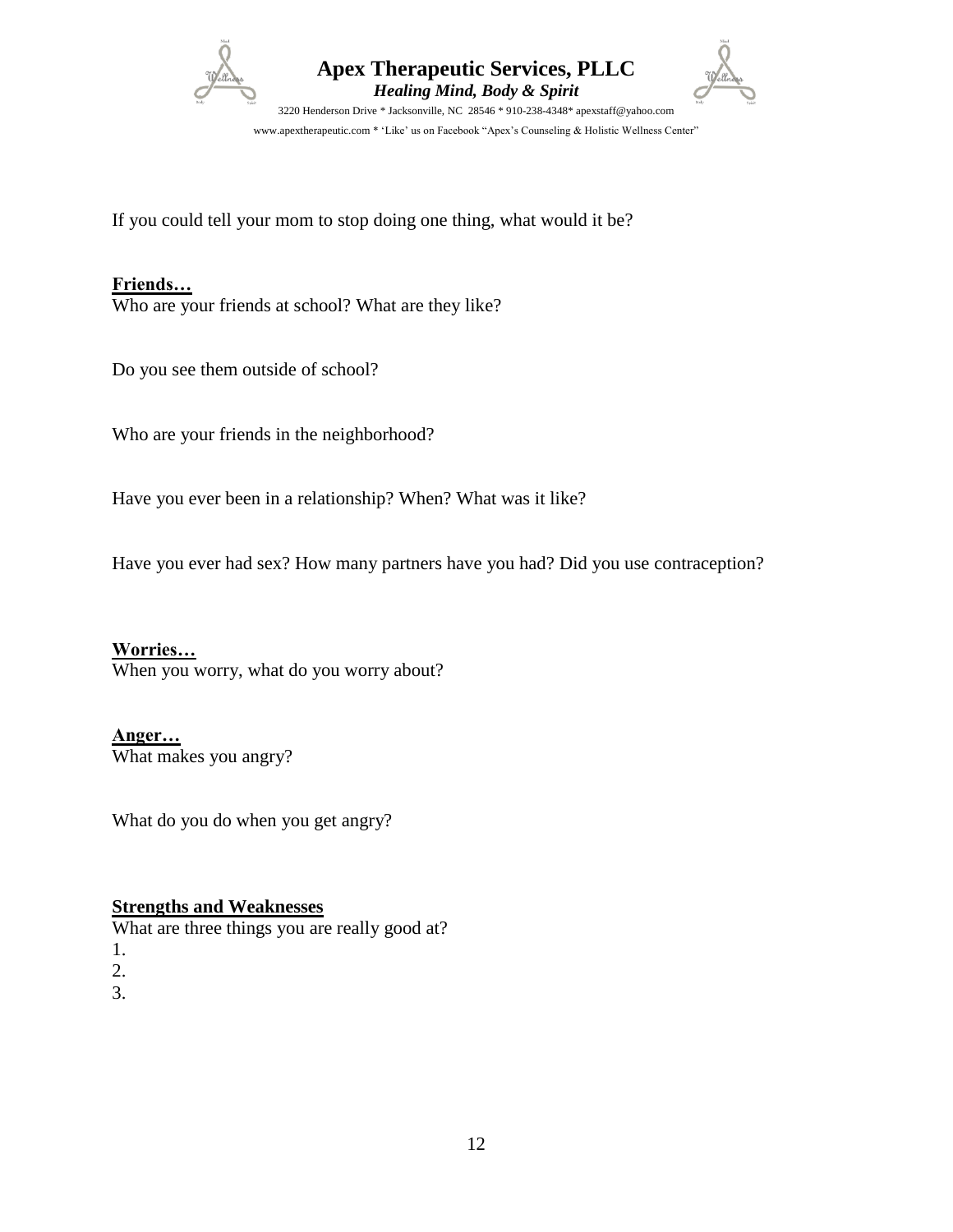If you could tell your mom to stop doing one thing, what would it be?

**Friends…**

Who are your friends at school? What are they like?

Do you see them outside of school?

Who are your friends in the neighborhood?

Have you ever been in a relationship? When? What was it like?

Have you ever had sex? How many partners have you had? Did you use contraception?

**Worries…**

When you worry, what do you worry about?

**Anger…**

What makes you angry?

What do you do when you get angry?

**Strengths and Weaknesses**

What are three things you are really good at?

1.
2.
3.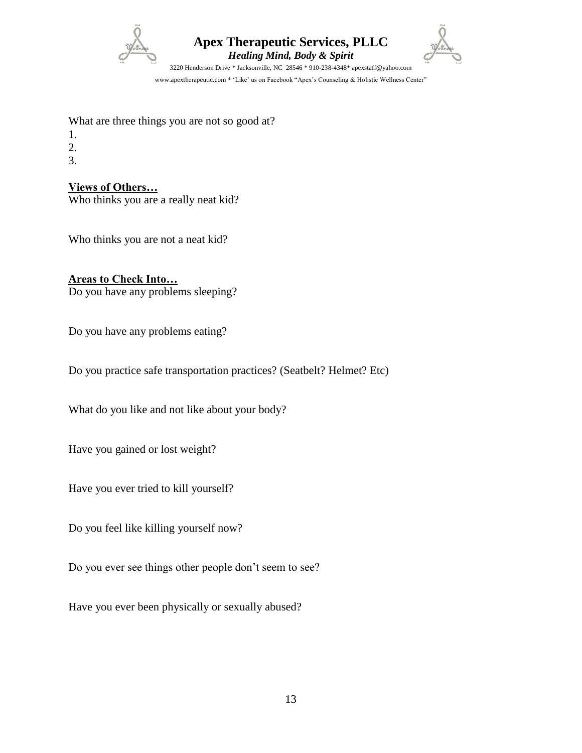What are three things you are not so good at?

1.
2.
3.

**Views of Others…**

Who thinks you are a really neat kid?

Who thinks you are not a neat kid?

**Areas to Check Into…**

Do you have any problems sleeping?

Do you have any problems eating?

Do you practice safe transportation practices? (Seatbelt? Helmet? Etc)

What do you like and not like about your body?

Have you gained or lost weight?

Have you ever tried to kill yourself?

Do you feel like killing yourself now?

Do you ever see things other people don't seem to see?

Have you ever been physically or sexually abused?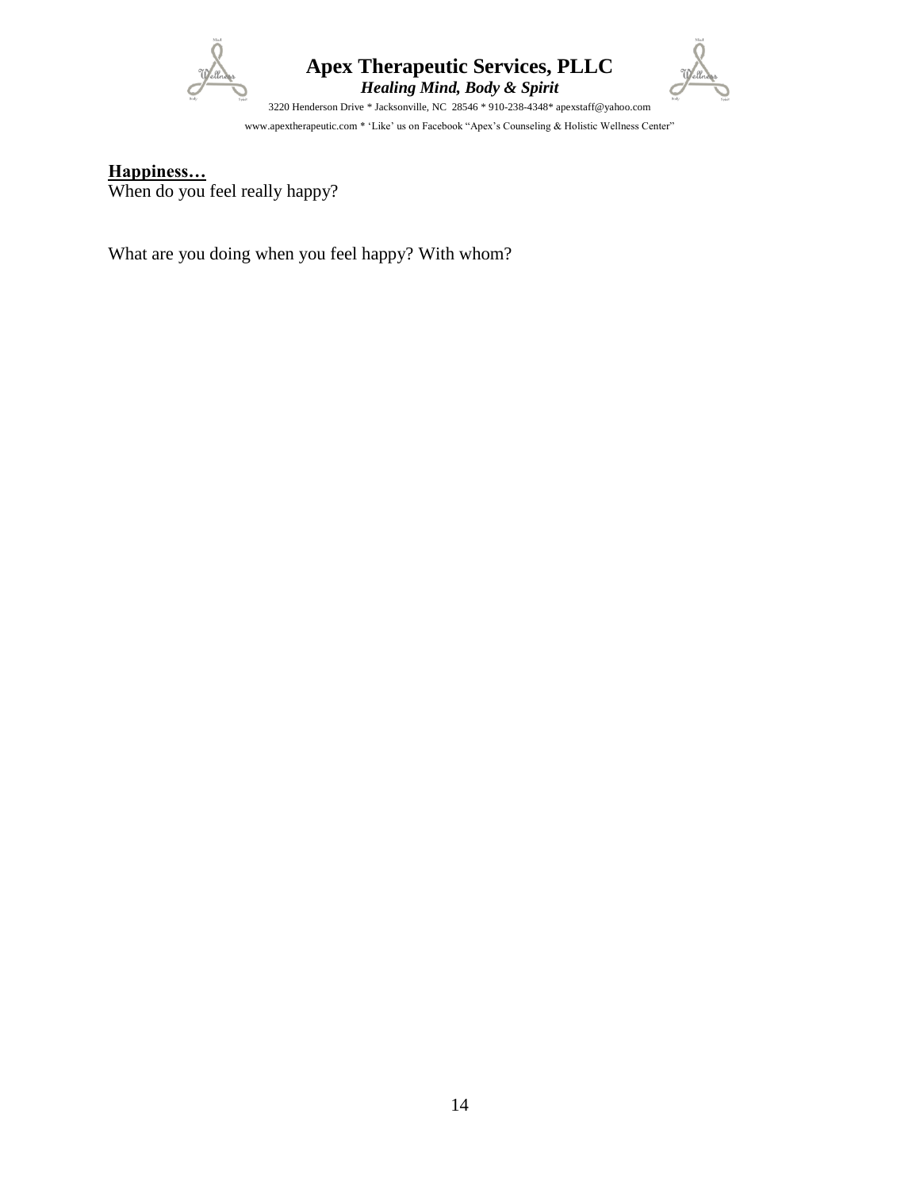**<u>Happiness…</u>**

When do you feel really happy?

What are you doing when you feel happy? With whom?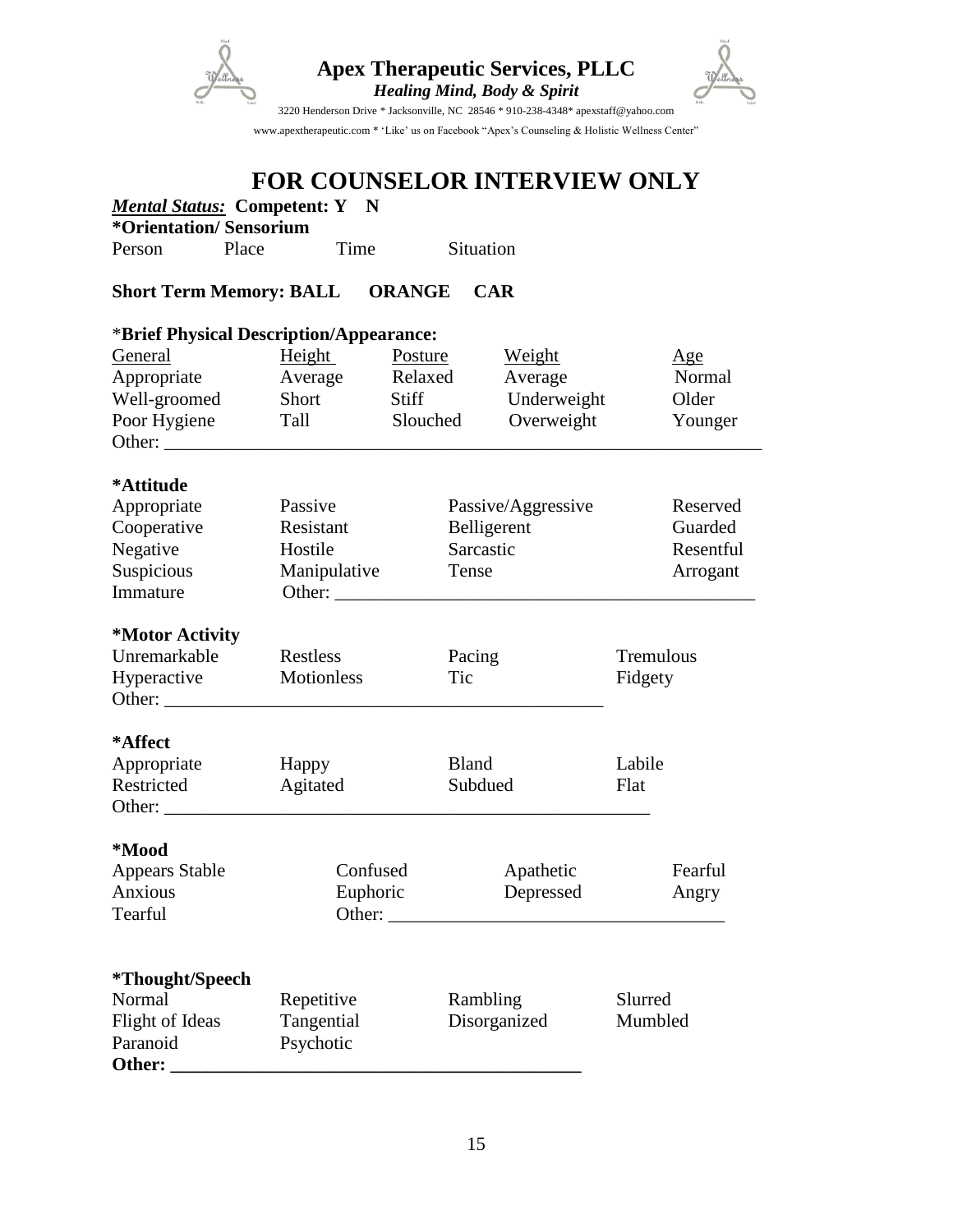**Apex Therapeutic Services, PLLC**

***Healing Mind, Body & Spirit***

3220 Henderson Drive * Jacksonville, NC 28546 * 910-238-4348* apexstaff@yahoo.com

www.apextherapeutic.com * 'Like' us on Facebook "Apex's Counseling & Holistic Wellness Center"

# FOR COUNSELOR INTERVIEW ONLY

***Mental Status:*** **Competent: Y N**

***Orientation/ Sensorium**

| | | | |
|---|---|---|---|
| Person | Place | Time | Situation |

**Short Term Memory: BALL ORANGE CAR**

***Brief Physical Description/Appearance:**

| General | Height | Posture | Weight | Age |
|---|---|---|---|---|
| Appropriate | Average | Relaxed | Average | Normal |
| Well-groomed | Short | Stiff | Underweight | Older |
| Poor Hygiene | Tall | Slouched | Overweight | Younger |

Other: ___________________________________________________________________

***Attitude**

| | | | |
|---|---|---|---|
| Appropriate | Passive | Passive/Aggressive | Reserved |
| Cooperative | Resistant | Belligerent | Guarded |
| Negative | Hostile | Sarcastic | Resentful |
| Suspicious | Manipulative | Tense | Arrogant |
| Immature | Other: ____________________ | | |

***Motor Activity**

| | | | |
|---|---|---|---|
| Unremarkable | Restless | Pacing | Tremulous |
| Hyperactive | Motionless | Tic | Fidgety |

Other: ______________________________________________

***Affect**

| | | | |
|---|---|---|---|
| Appropriate | Happy | Bland | Labile |
| Restricted | Agitated | Subdued | Flat |

Other: ___________________________________________________

***Mood**

| | | | |
|---|---|---|---|
| Appears Stable | Confused | Apathetic | Fearful |
| Anxious | Euphoric | Depressed | Angry |
| Tearful | Other: ____________________ | | |

***Thought/Speech**

| | | | |
|---|---|---|---|
| Normal | Repetitive | Rambling | Slurred |
| Flight of Ideas | Tangential | Disorganized | Mumbled |
| Paranoid | Psychotic | | |

**Other: ___________________________________________**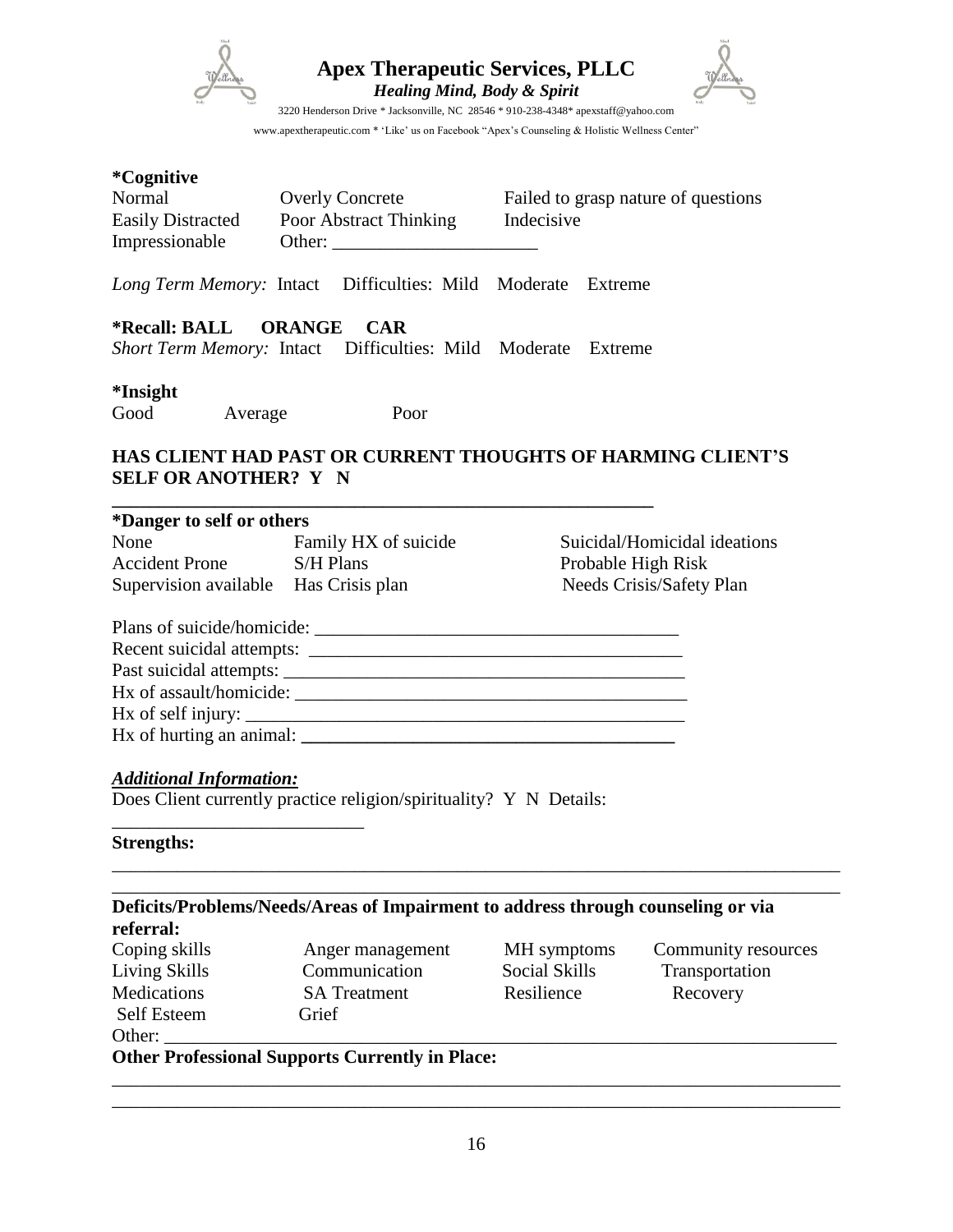**Apex Therapeutic Services, PLLC**

*Healing Mind, Body & Spirit*

3220 Henderson Drive * Jacksonville, NC 28546 * 910-238-4348* apexstaff@yahoo.com

www.apextherapeutic.com * 'Like' us on Facebook "Apex's Counseling & Holistic Wellness Center"

**\*Cognitive**

| | | |
|---|---|---|
| Normal | Overly Concrete | Failed to grasp nature of questions |
| Easily Distracted | Poor Abstract Thinking | Indecisive |
| Impressionable | Other: ______________________ | |

*Long Term Memory:* Intact  Difficulties: Mild  Moderate  Extreme

**\*Recall: BALL  ORANGE  CAR**

*Short Term Memory:* Intact  Difficulties: Mild  Moderate  Extreme

**\*Insight**

Good  Average  Poor

**HAS CLIENT HAD PAST OR CURRENT THOUGHTS OF HARMING CLIENT'S SELF OR ANOTHER? Y N**

______________________________________________________________

**\*Danger to self or others**

| | | |
|---|---|---|
| None | Family HX of suicide | Suicidal/Homicidal ideations |
| Accident Prone | S/H Plans | Probable High Risk |
| Supervision available | Has Crisis plan | Needs Crisis/Safety Plan |

Plans of suicide/homicide: ________________________________________

Recent suicidal attempts: _________________________________________

Past suicidal attempts: ___________________________________________

Hx of assault/homicide: __________________________________________

Hx of self injury: _______________________________________________

Hx of hurting an animal: _________________________________________

***Additional Information:***

Does Client currently practice religion/spirituality? Y N Details: ____________________________

**Strengths:**

______________________________________________________________________________

______________________________________________________________________________

**Deficits/Problems/Needs/Areas of Impairment to address through counseling or via referral:**

| | | | |
|---|---|---|---|
| Coping skills | Anger management | MH symptoms | Community resources |
| Living Skills | Communication | Social Skills | Transportation |
| Medications | SA Treatment | Resilience | Recovery |
| Self Esteem | Grief | | |

Other: _________________________________________________________________________

**Other Professional Supports Currently in Place:**

______________________________________________________________________________

______________________________________________________________________________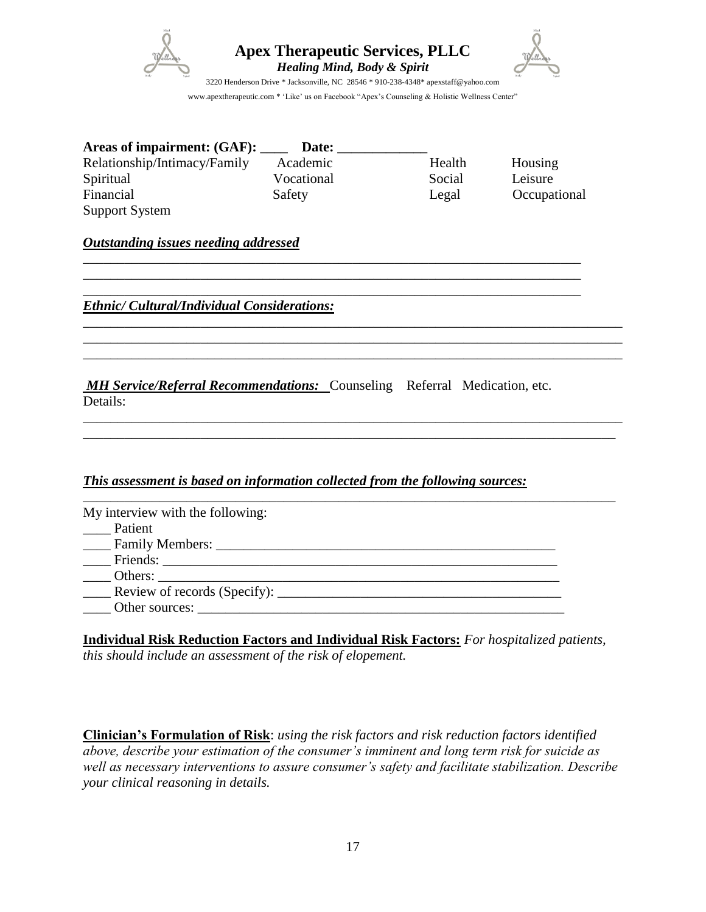**Apex Therapeutic Services, PLLC**

***Healing Mind, Body & Spirit***

3220 Henderson Drive * Jacksonville, NC 28546 * 910-238-4348* apexstaff@yahoo.com

www.apextherapeutic.com * 'Like' us on Facebook "Apex's Counseling & Holistic Wellness Center"

**Areas of impairment: (GAF): ____ Date: _____________**

| | | | |
|---|---|---|---|
| Relationship/Intimacy/Family | Academic | Health | Housing |
| Spiritual | Vocational | Social | Leisure |
| Financial | Safety | Legal | Occupational |
| Support System | | | |

***Outstanding issues needing addressed***

___________________________________________________________________________
___________________________________________________________________________
___________________________________________________________________________

***Ethnic/ Cultural/Individual Considerations:***

___________________________________________________________________________
___________________________________________________________________________
___________________________________________________________________________

***MH Service/Referral Recommendations:*** Counseling Referral Medication, etc.

Details:

___________________________________________________________________________
___________________________________________________________________________

***This assessment is based on information collected from the following sources:***

___________________________________________________________________________

My interview with the following:

____ Patient

____ Family Members: ____________________________________________________

____ Friends: __________________________________________________________

____ Others: ___________________________________________________________

____ Review of records (Specify): _________________________________________

____ Other sources: _____________________________________________________

**Individual Risk Reduction Factors and Individual Risk Factors:** *For hospitalized patients, this should include an assessment of the risk of elopement.*

**Clinician's Formulation of Risk**: *using the risk factors and risk reduction factors identified above, describe your estimation of the consumer's imminent and long term risk for suicide as well as necessary interventions to assure consumer's safety and facilitate stabilization. Describe your clinical reasoning in details.*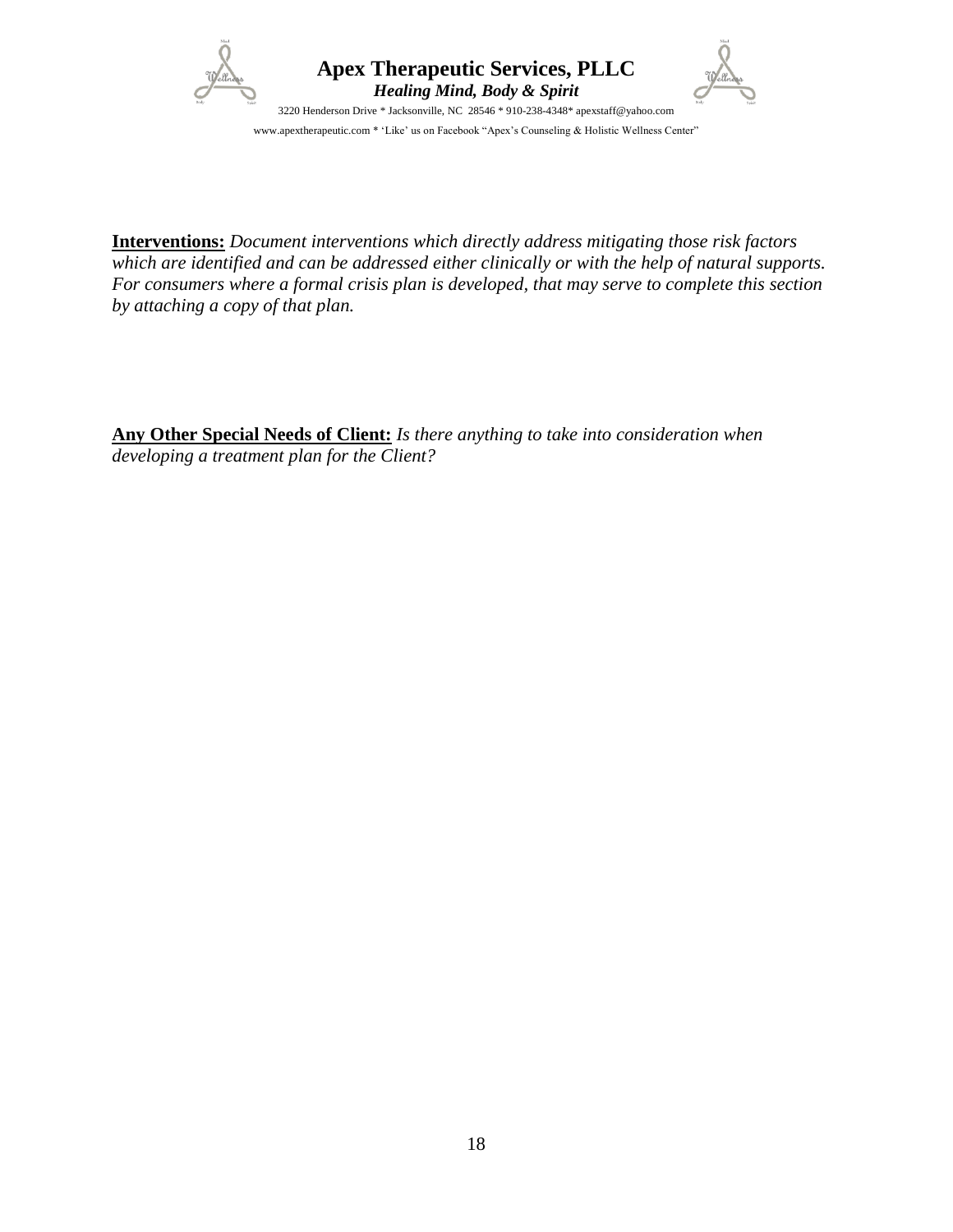**Interventions:** *Document interventions which directly address mitigating those risk factors which are identified and can be addressed either clinically or with the help of natural supports. For consumers where a formal crisis plan is developed, that may serve to complete this section by attaching a copy of that plan.*

**Any Other Special Needs of Client:** *Is there anything to take into consideration when developing a treatment plan for the Client?*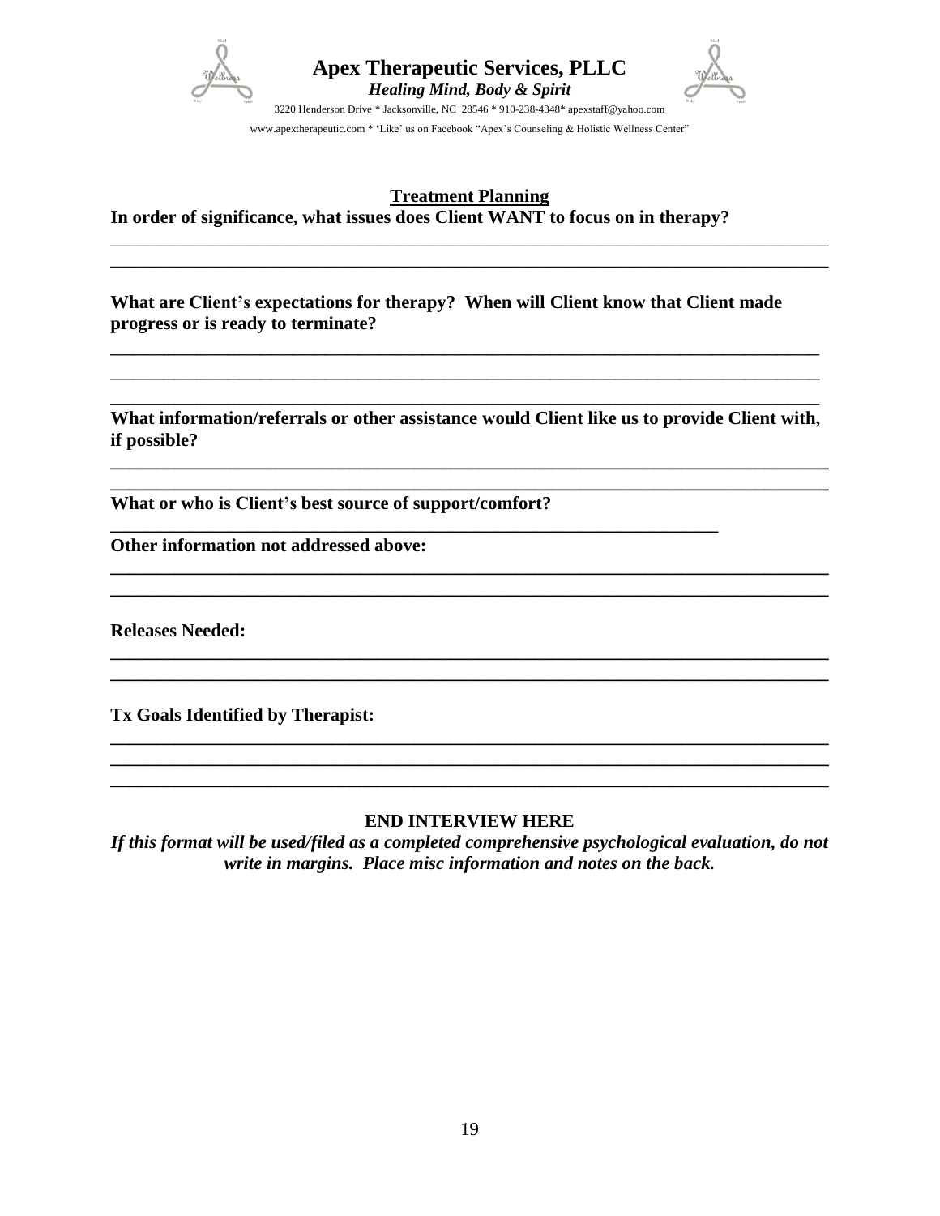**Apex Therapeutic Services, PLLC**

***Healing Mind, Body & Spirit***

3220 Henderson Drive * Jacksonville, NC 28546 * 910-238-4348* apexstaff@yahoo.com

www.apextherapeutic.com * 'Like' us on Facebook "Apex's Counseling & Holistic Wellness Center"

## Treatment Planning

**In order of significance, what issues does Client WANT to focus on in therapy?**

______________________________________________________________________________
______________________________________________________________________________

**What are Client's expectations for therapy? When will Client know that Client made progress or is ready to terminate?**

______________________________________________________________________________
______________________________________________________________________________
______________________________________________________________________________

**What information/referrals or other assistance would Client like us to provide Client with, if possible?**

______________________________________________________________________________
______________________________________________________________________________

**What or who is Client's best source of support/comfort?**

____________________________________________________________________

**Other information not addressed above:**

______________________________________________________________________________
______________________________________________________________________________

**Releases Needed:**

______________________________________________________________________________
______________________________________________________________________________

**Tx Goals Identified by Therapist:**

______________________________________________________________________________
______________________________________________________________________________
______________________________________________________________________________

**END INTERVIEW HERE**

***If this format will be used/filed as a completed comprehensive psychological evaluation, do not write in margins. Place misc information and notes on the back.***